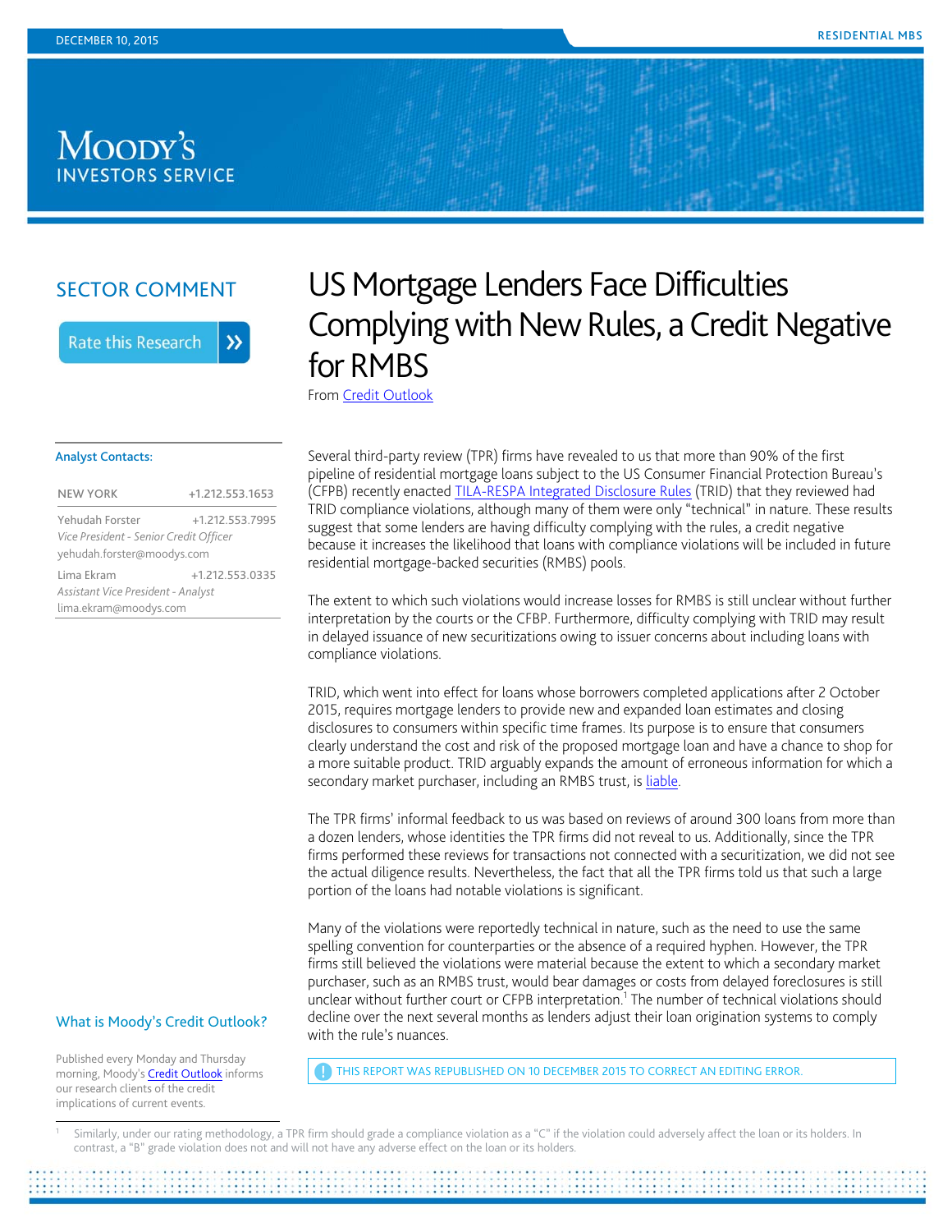DECEMBER 10, 2015

RESIDENTIAL MBS

MOODY'S INVESTORS SERVICE

SECTOR COMMENT

Rate this Research

# US Mortgage Lenders Face Difficulties Complying with New Rules, a Credit Negative for RMBS

From Credit Outlook

**Analyst Contacts:**

| NEW YORK | +1.212.553.1653 |
|---|---|
| Yehudah Forster<br>*Vice President - Senior Credit Officer*<br>yehudah.forster@moodys.com | +1.212.553.7995 |
| Lima Ekram<br>*Assistant Vice President - Analyst*<br>lima.ekram@moodys.com | +1.212.553.0335 |

Several third-party review (TPR) firms have revealed to us that more than 90% of the first pipeline of residential mortgage loans subject to the US Consumer Financial Protection Bureau's (CFPB) recently enacted TILA-RESPA Integrated Disclosure Rules (TRID) that they reviewed had TRID compliance violations, although many of them were only "technical" in nature. These results suggest that some lenders are having difficulty complying with the rules, a credit negative because it increases the likelihood that loans with compliance violations will be included in future residential mortgage-backed securities (RMBS) pools.

The extent to which such violations would increase losses for RMBS is still unclear without further interpretation by the courts or the CFBP. Furthermore, difficulty complying with TRID may result in delayed issuance of new securitizations owing to issuer concerns about including loans with compliance violations.

TRID, which went into effect for loans whose borrowers completed applications after 2 October 2015, requires mortgage lenders to provide new and expanded loan estimates and closing disclosures to consumers within specific time frames. Its purpose is to ensure that consumers clearly understand the cost and risk of the proposed mortgage loan and have a chance to shop for a more suitable product. TRID arguably expands the amount of erroneous information for which a secondary market purchaser, including an RMBS trust, is liable.

The TPR firms' informal feedback to us was based on reviews of around 300 loans from more than a dozen lenders, whose identities the TPR firms did not reveal to us. Additionally, since the TPR firms performed these reviews for transactions not connected with a securitization, we did not see the actual diligence results. Nevertheless, the fact that all the TPR firms told us that such a large portion of the loans had notable violations is significant.

Many of the violations were reportedly technical in nature, such as the need to use the same spelling convention for counterparties or the absence of a required hyphen. However, the TPR firms still believed the violations were material because the extent to which a secondary market purchaser, such as an RMBS trust, would bear damages or costs from delayed foreclosures is still unclear without further court or CFPB interpretation.[1] The number of technical violations should decline over the next several months as lenders adjust their loan origination systems to comply with the rule's nuances.

THIS REPORT WAS REPUBLISHED ON 10 DECEMBER 2015 TO CORRECT AN EDITING ERROR.

**What is Moody's Credit Outlook?**

Published every Monday and Thursday morning, Moody's Credit Outlook informs our research clients of the credit implications of current events.

[1] Similarly, under our rating methodology, a TPR firm should grade a compliance violation as a "C" if the violation could adversely affect the loan or its holders. In contrast, a "B" grade violation does not and will not have any adverse effect on the loan or its holders.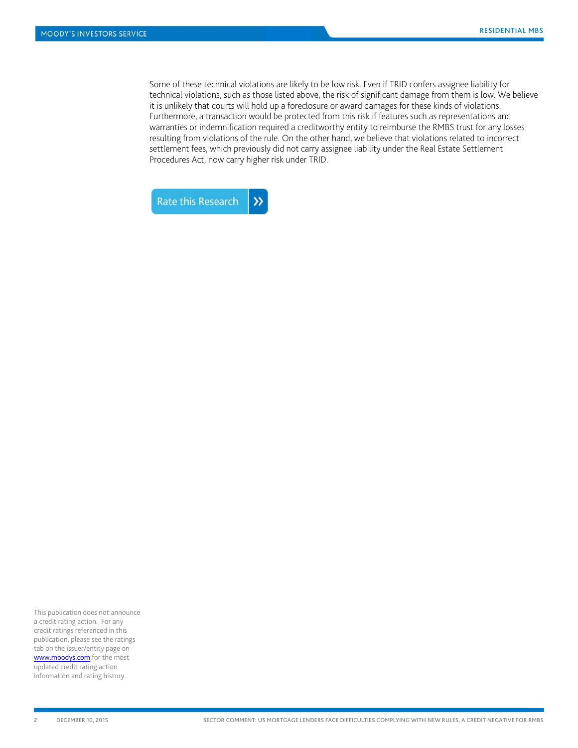Some of these technical violations are likely to be low risk. Even if TRID confers assignee liability for technical violations, such as those listed above, the risk of significant damage from them is low. We believe it is unlikely that courts will hold up a foreclosure or award damages for these kinds of violations. Furthermore, a transaction would be protected from this risk if features such as representations and warranties or indemnification required a creditworthy entity to reimburse the RMBS trust for any losses resulting from violations of the rule. On the other hand, we believe that violations related to incorrect settlement fees, which previously did not carry assignee liability under the Real Estate Settlement Procedures Act, now carry higher risk under TRID.

Rate this Research »

This publication does not announce a credit rating action. For any credit ratings referenced in this publication, please see the ratings tab on the issuer/entity page on www.moodys.com for the most updated credit rating action information and rating history.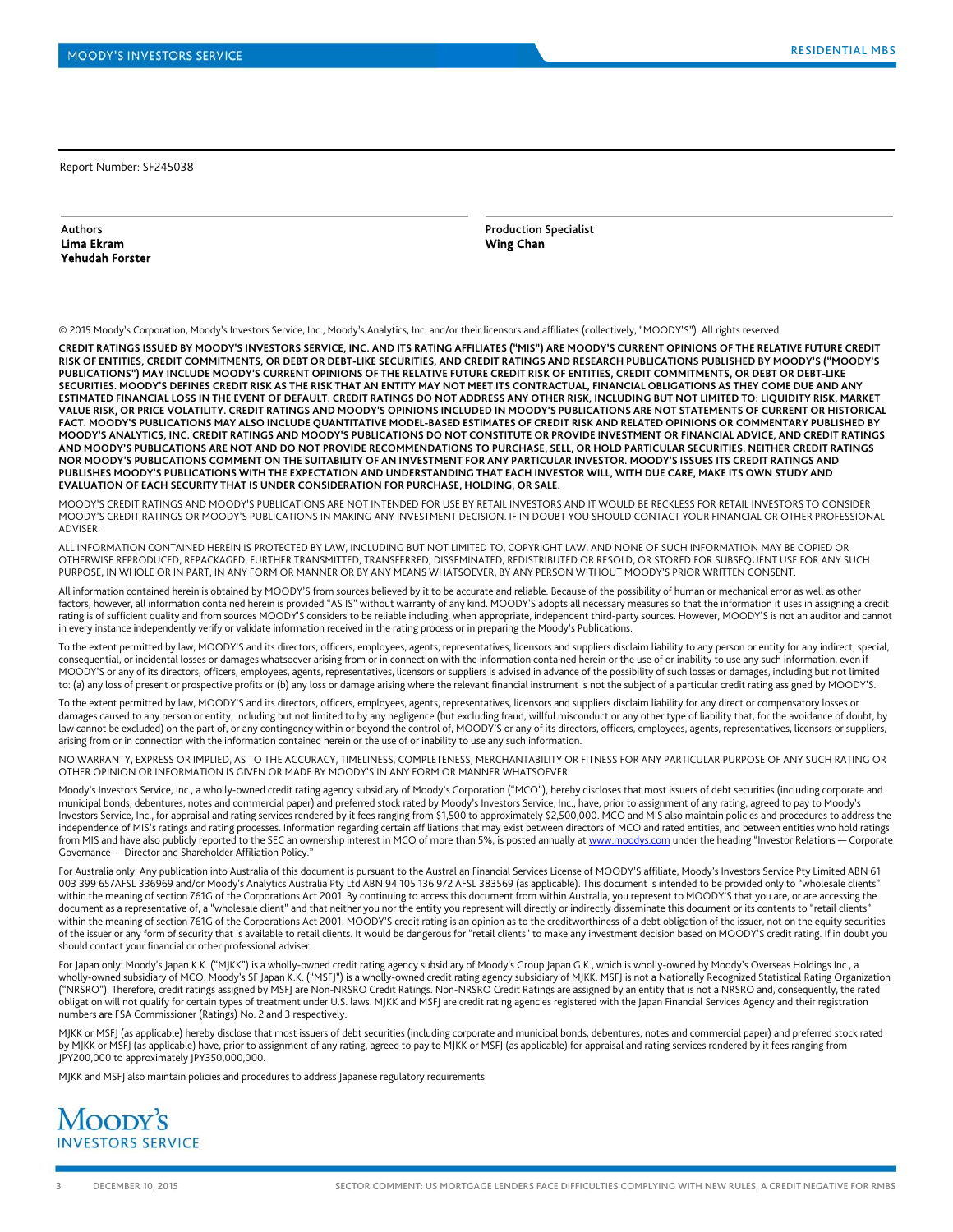Report Number: SF245038

Authors
**Lima Ekram**
**Yehudah Forster**

Production Specialist
**Wing Chan**

© 2015 Moody's Corporation, Moody's Investors Service, Inc., Moody's Analytics, Inc. and/or their licensors and affiliates (collectively, "MOODY'S"). All rights reserved.

**CREDIT RATINGS ISSUED BY MOODY'S INVESTORS SERVICE, INC. AND ITS RATING AFFILIATES ("MIS") ARE MOODY'S CURRENT OPINIONS OF THE RELATIVE FUTURE CREDIT RISK OF ENTITIES, CREDIT COMMITMENTS, OR DEBT OR DEBT-LIKE SECURITIES, AND CREDIT RATINGS AND RESEARCH PUBLICATIONS PUBLISHED BY MOODY'S ("MOODY'S PUBLICATIONS") MAY INCLUDE MOODY'S CURRENT OPINIONS OF THE RELATIVE FUTURE CREDIT RISK OF ENTITIES, CREDIT COMMITMENTS, OR DEBT OR DEBT-LIKE SECURITIES. MOODY'S DEFINES CREDIT RISK AS THE RISK THAT AN ENTITY MAY NOT MEET ITS CONTRACTUAL, FINANCIAL OBLIGATIONS AS THEY COME DUE AND ANY ESTIMATED FINANCIAL LOSS IN THE EVENT OF DEFAULT. CREDIT RATINGS DO NOT ADDRESS ANY OTHER RISK, INCLUDING BUT NOT LIMITED TO: LIQUIDITY RISK, MARKET VALUE RISK, OR PRICE VOLATILITY. CREDIT RATINGS AND MOODY'S OPINIONS INCLUDED IN MOODY'S PUBLICATIONS ARE NOT STATEMENTS OF CURRENT OR HISTORICAL FACT. MOODY'S PUBLICATIONS MAY ALSO INCLUDE QUANTITATIVE MODEL-BASED ESTIMATES OF CREDIT RISK AND RELATED OPINIONS OR COMMENTARY PUBLISHED BY MOODY'S ANALYTICS, INC. CREDIT RATINGS AND MOODY'S PUBLICATIONS DO NOT CONSTITUTE OR PROVIDE INVESTMENT OR FINANCIAL ADVICE, AND CREDIT RATINGS AND MOODY'S PUBLICATIONS ARE NOT AND DO NOT PROVIDE RECOMMENDATIONS TO PURCHASE, SELL, OR HOLD PARTICULAR SECURITIES. NEITHER CREDIT RATINGS NOR MOODY'S PUBLICATIONS COMMENT ON THE SUITABILITY OF AN INVESTMENT FOR ANY PARTICULAR INVESTOR. MOODY'S ISSUES ITS CREDIT RATINGS AND PUBLISHES MOODY'S PUBLICATIONS WITH THE EXPECTATION AND UNDERSTANDING THAT EACH INVESTOR WILL, WITH DUE CARE, MAKE ITS OWN STUDY AND EVALUATION OF EACH SECURITY THAT IS UNDER CONSIDERATION FOR PURCHASE, HOLDING, OR SALE.**

MOODY'S CREDIT RATINGS AND MOODY'S PUBLICATIONS ARE NOT INTENDED FOR USE BY RETAIL INVESTORS AND IT WOULD BE RECKLESS FOR RETAIL INVESTORS TO CONSIDER MOODY'S CREDIT RATINGS OR MOODY'S PUBLICATIONS IN MAKING ANY INVESTMENT DECISION. IF IN DOUBT YOU SHOULD CONTACT YOUR FINANCIAL OR OTHER PROFESSIONAL ADVISER.

ALL INFORMATION CONTAINED HEREIN IS PROTECTED BY LAW, INCLUDING BUT NOT LIMITED TO, COPYRIGHT LAW, AND NONE OF SUCH INFORMATION MAY BE COPIED OR OTHERWISE REPRODUCED, REPACKAGED, FURTHER TRANSMITTED, TRANSFERRED, DISSEMINATED, REDISTRIBUTED OR RESOLD, OR STORED FOR SUBSEQUENT USE FOR ANY SUCH PURPOSE, IN WHOLE OR IN PART, IN ANY FORM OR MANNER OR BY ANY MEANS WHATSOEVER, BY ANY PERSON WITHOUT MOODY'S PRIOR WRITTEN CONSENT.

All information contained herein is obtained by MOODY'S from sources believed by it to be accurate and reliable. Because of the possibility of human or mechanical error as well as other factors, however, all information contained herein is provided "AS IS" without warranty of any kind. MOODY'S adopts all necessary measures so that the information it uses in assigning a credit rating is of sufficient quality and from sources MOODY'S considers to be reliable including, when appropriate, independent third-party sources. However, MOODY'S is not an auditor and cannot in every instance independently verify or validate information received in the rating process or in preparing the Moody's Publications.

To the extent permitted by law, MOODY'S and its directors, officers, employees, agents, representatives, licensors and suppliers disclaim liability to any person or entity for any indirect, special, consequential, or incidental losses or damages whatsoever arising from or in connection with the information contained herein or the use of or inability to use any such information, even if MOODY'S or any of its directors, officers, employees, agents, representatives, licensors or suppliers is advised in advance of the possibility of such losses or damages, including but not limited to: (a) any loss of present or prospective profits or (b) any loss or damage arising where the relevant financial instrument is not the subject of a particular credit rating assigned by MOODY'S.

To the extent permitted by law, MOODY'S and its directors, officers, employees, agents, representatives, licensors and suppliers disclaim liability for any direct or compensatory losses or damages caused to any person or entity, including but not limited to by any negligence (but excluding fraud, willful misconduct or any other type of liability that, for the avoidance of doubt, by law cannot be excluded) on the part of, or any contingency within or beyond the control of, MOODY'S or any of its directors, officers, employees, agents, representatives, licensors or suppliers, arising from or in connection with the information contained herein or the use of or inability to use any such information.

NO WARRANTY, EXPRESS OR IMPLIED, AS TO THE ACCURACY, TIMELINESS, COMPLETENESS, MERCHANTABILITY OR FITNESS FOR ANY PARTICULAR PURPOSE OF ANY SUCH RATING OR OTHER OPINION OR INFORMATION IS GIVEN OR MADE BY MOODY'S IN ANY FORM OR MANNER WHATSOEVER.

Moody's Investors Service, Inc., a wholly-owned credit rating agency subsidiary of Moody's Corporation ("MCO"), hereby discloses that most issuers of debt securities (including corporate and municipal bonds, debentures, notes and commercial paper) and preferred stock rated by Moody's Investors Service, Inc., have, prior to assignment of any rating, agreed to pay to Moody's Investors Service, Inc., for appraisal and rating services rendered by it fees ranging from $1,500 to approximately $2,500,000. MCO and MIS also maintain policies and procedures to address the independence of MIS's ratings and rating processes. Information regarding certain affiliations that may exist between directors of MCO and rated entities, and between entities who hold ratings from MIS and have also publicly reported to the SEC an ownership interest in MCO of more than 5%, is posted annually at www.moodys.com under the heading "Investor Relations — Corporate Governance — Director and Shareholder Affiliation Policy."

For Australia only: Any publication into Australia of this document is pursuant to the Australian Financial Services License of MOODY'S affiliate, Moody's Investors Service Pty Limited ABN 61 003 399 657AFSL 336969 and/or Moody's Analytics Australia Pty Ltd ABN 94 105 136 972 AFSL 383569 (as applicable). This document is intended to be provided only to "wholesale clients" within the meaning of section 761G of the Corporations Act 2001. By continuing to access this document from within Australia, you represent to MOODY'S that you are, or are accessing the document as a representative of, a "wholesale client" and that neither you nor the entity you represent will directly or indirectly disseminate this document or its contents to "retail clients" within the meaning of section 761G of the Corporations Act 2001. MOODY'S credit rating is an opinion as to the creditworthiness of a debt obligation of the issuer, not on the equity securities of the issuer or any form of security that is available to retail clients. It would be dangerous for "retail clients" to make any investment decision based on MOODY'S credit rating. If in doubt you should contact your financial or other professional adviser.

For Japan only: Moody's Japan K.K. ("MJKK") is a wholly-owned credit rating agency subsidiary of Moody's Group Japan G.K., which is wholly-owned by Moody's Overseas Holdings Inc., a wholly-owned subsidiary of MCO. Moody's SF Japan K.K. ("MSFJ") is a wholly-owned credit rating agency subsidiary of MJKK. MSFJ is not a Nationally Recognized Statistical Rating Organization ("NRSRO"). Therefore, credit ratings assigned by MSFJ are Non-NRSRO Credit Ratings. Non-NRSRO Credit Ratings are assigned by an entity that is not a NRSRO and, consequently, the rated obligation will not qualify for certain types of treatment under U.S. laws. MJKK and MSFJ are credit rating agencies registered with the Japan Financial Services Agency and their registration numbers are FSA Commissioner (Ratings) No. 2 and 3 respectively.

MJKK or MSFJ (as applicable) hereby disclose that most issuers of debt securities (including corporate and municipal bonds, debentures, notes and commercial paper) and preferred stock rated by MJKK or MSFJ (as applicable) have, prior to assignment of any rating, agreed to pay to MJKK or MSFJ (as applicable) for appraisal and rating services rendered by it fees ranging from JPY200,000 to approximately JPY350,000,000.

MJKK and MSFJ also maintain policies and procedures to address Japanese regulatory requirements.

MOODY'S
INVESTORS SERVICE